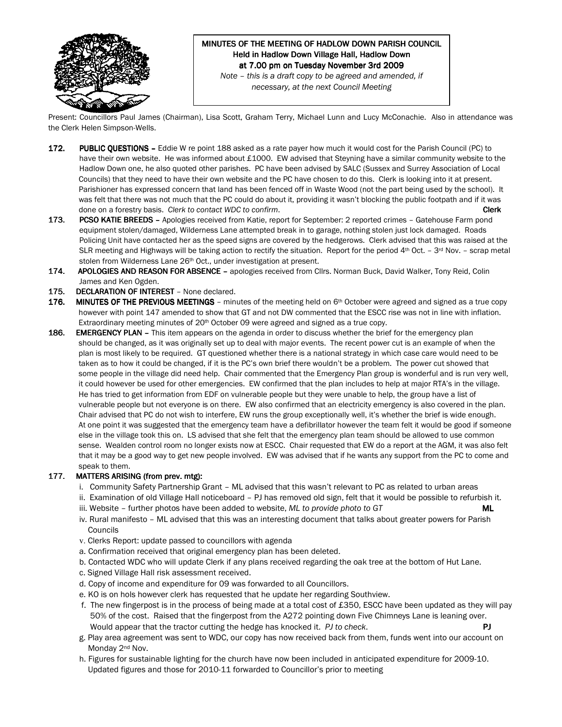**MINUTES OF THE MEETING OF HADLOW DOWN PARISH COUNCIL**
**Held in Hadlow Down Village Hall, Hadlow Down**
**at 7.00 pm on Tuesday November 3rd 2009**

*Note – this is a draft copy to be agreed and amended, if necessary, at the next Council Meeting*

Present: Councillors Paul James (Chairman), Lisa Scott, Graham Terry, Michael Lunn and Lucy McConachie. Also in attendance was the Clerk Helen Simpson-Wells.

**172. PUBLIC QUESTIONS –** Eddie W re point 188 asked as a rate payer how much it would cost for the Parish Council (PC) to have their own website. He was informed about £1000. EW advised that Steyning have a similar community website to the Hadlow Down one, he also quoted other parishes. PC have been advised by SALC (Sussex and Surrey Association of Local Councils) that they need to have their own website and the PC have chosen to do this. Clerk is looking into it at present. Parishioner has expressed concern that land has been fenced off in Waste Wood (not the part being used by the school). It was felt that there was not much that the PC could do about it, providing it wasn't blocking the public footpath and if it was done on a forestry basis. *Clerk to contact WDC to confirm*. **Clerk**

**173. PCSO KATIE BREEDS –** Apologies received from Katie, report for September: 2 reported crimes – Gatehouse Farm pond equipment stolen/damaged, Wilderness Lane attempted break in to garage, nothing stolen just lock damaged. Roads Policing Unit have contacted her as the speed signs are covered by the hedgerows. Clerk advised that this was raised at the SLR meeting and Highways will be taking action to rectify the situation. Report for the period 4th Oct. – 3rd Nov. – scrap metal stolen from Wilderness Lane 26th Oct., under investigation at present.

**174. APOLOGIES AND REASON FOR ABSENCE –** apologies received from Cllrs. Norman Buck, David Walker, Tony Reid, Colin James and Ken Ogden.

**175. DECLARATION OF INTEREST** – None declared.

**176. MINUTES OF THE PREVIOUS MEETINGS** – minutes of the meeting held on 6th October were agreed and signed as a true copy however with point 147 amended to show that GT and not DW commented that the ESCC rise was not in line with inflation. Extraordinary meeting minutes of 20th October 09 were agreed and signed as a true copy.

**186. EMERGENCY PLAN –** This item appears on the agenda in order to discuss whether the brief for the emergency plan should be changed, as it was originally set up to deal with major events. The recent power cut is an example of when the plan is most likely to be required. GT questioned whether there is a national strategy in which case care would need to be taken as to how it could be changed, if it is the PC's own brief there wouldn't be a problem. The power cut showed that some people in the village did need help. Chair commented that the Emergency Plan group is wonderful and is run very well, it could however be used for other emergencies. EW confirmed that the plan includes to help at major RTA's in the village. He has tried to get information from EDF on vulnerable people but they were unable to help, the group have a list of vulnerable people but not everyone is on there. EW also confirmed that an electricity emergency is also covered in the plan. Chair advised that PC do not wish to interfere, EW runs the group exceptionally well, it's whether the brief is wide enough. At one point it was suggested that the emergency team have a defibrillator however the team felt it would be good if someone else in the village took this on. LS advised that she felt that the emergency plan team should be allowed to use common sense. Wealden control room no longer exists now at ESCC. Chair requested that EW do a report at the AGM, it was also felt that it may be a good way to get new people involved. EW was advised that if he wants any support from the PC to come and speak to them.

**177. MATTERS ARISING (from prev. mtg):**

i. Community Safety Partnership Grant – ML advised that this wasn't relevant to PC as related to urban areas
ii. Examination of old Village Hall noticeboard – PJ has removed old sign, felt that it would be possible to refurbish it.
iii. Website – further photos have been added to website, *ML to provide photo to GT* **ML**
iv. Rural manifesto – ML advised that this was an interesting document that talks about greater powers for Parish Councils
v. Clerks Report: update passed to councillors with agenda

a. Confirmation received that original emergency plan has been deleted.
b. Contacted WDC who will update Clerk if any plans received regarding the oak tree at the bottom of Hut Lane.
c. Signed Village Hall risk assessment received.
d. Copy of income and expenditure for 09 was forwarded to all Councillors.
e. KO is on hols however clerk has requested that he update her regarding Southview.
f. The new fingerpost is in the process of being made at a total cost of £350, ESCC have been updated as they will pay 50% of the cost. Raised that the fingerpost from the A272 pointing down Five Chimneys Lane is leaning over. Would appear that the tractor cutting the hedge has knocked it. *PJ to check*. **PJ**
g. Play area agreement was sent to WDC, our copy has now received back from them, funds went into our account on Monday 2nd Nov.
h. Figures for sustainable lighting for the church have now been included in anticipated expenditure for 2009-10. Updated figures and those for 2010-11 forwarded to Councillor's prior to meeting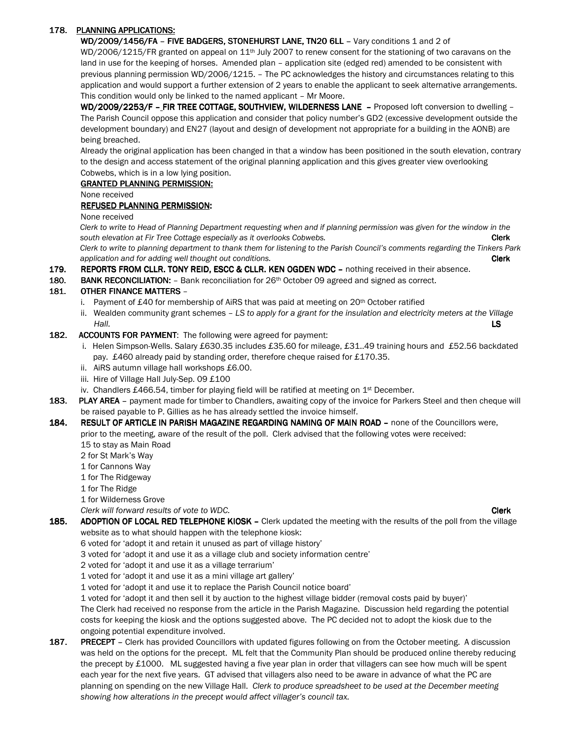**178. PLANNING APPLICATIONS:**

**WD/2009/1456/FA – FIVE BADGERS, STONEHURST LANE, TN20 6LL** – Vary conditions 1 and 2 of WD/2006/1215/FR granted on appeal on 11th July 2007 to renew consent for the stationing of two caravans on the land in use for the keeping of horses. Amended plan – application site (edged red) amended to be consistent with previous planning permission WD/2006/1215. – The PC acknowledges the history and circumstances relating to this application and would support a further extension of 2 years to enable the applicant to seek alternative arrangements. This condition would only be linked to the named applicant – Mr Moore.

**WD/2009/2253/F – FIR TREE COTTAGE, SOUTHVIEW, WILDERNESS LANE** – Proposed loft conversion to dwelling – The Parish Council oppose this application and consider that policy number's GD2 (excessive development outside the development boundary) and EN27 (layout and design of development not appropriate for a building in the AONB) are being breached.

Already the original application has been changed in that a window has been positioned in the south elevation, contrary to the design and access statement of the original planning application and this gives greater view overlooking Cobwebs, which is in a low lying position.

**GRANTED PLANNING PERMISSION:**

None received

**REFUSED PLANNING PERMISSION:**

None received

*Clerk to write to Head of Planning Department requesting when and if planning permission was given for the window in the south elevation at Fir Tree Cottage especially as it overlooks Cobwebs.* **Clerk**

*Clerk to write to planning department to thank them for listening to the Parish Council's comments regarding the Tinkers Park application and for adding well thought out conditions.* **Clerk**

**179. REPORTS FROM CLLR. TONY REID, ESCC & CLLR. KEN OGDEN WDC** – nothing received in their absence.

**180. BANK RECONCILIATION:** – Bank reconciliation for 26th October 09 agreed and signed as correct.

**181. OTHER FINANCE MATTERS** –

i. Payment of £40 for membership of AiRS that was paid at meeting on 20th October ratified

ii. Wealden community grant schemes – *LS to apply for a grant for the insulation and electricity meters at the Village Hall.* **LS**

**182. ACCOUNTS FOR PAYMENT**: The following were agreed for payment:

i. Helen Simpson-Wells. Salary £630.35 includes £35.60 for mileage, £31..49 training hours and £52.56 backdated pay. £460 already paid by standing order, therefore cheque raised for £170.35.

ii. AiRS autumn village hall workshops £6.00.

iii. Hire of Village Hall July-Sep. 09 £100

iv. Chandlers £466.54, timber for playing field will be ratified at meeting on 1st December.

**183. PLAY AREA** – payment made for timber to Chandlers, awaiting copy of the invoice for Parkers Steel and then cheque will be raised payable to P. Gillies as he has already settled the invoice himself.

**184. RESULT OF ARTICLE IN PARISH MAGAZINE REGARDING NAMING OF MAIN ROAD** – none of the Councillors were, prior to the meeting, aware of the result of the poll. Clerk advised that the following votes were received:

15 to stay as Main Road
2 for St Mark's Way
1 for Cannons Way
1 for The Ridgeway
1 for The Ridge
1 for Wilderness Grove

*Clerk will forward results of vote to WDC.* **Clerk**

**185. ADOPTION OF LOCAL RED TELEPHONE KIOSK** – Clerk updated the meeting with the results of the poll from the village website as to what should happen with the telephone kiosk:

6 voted for 'adopt it and retain it unused as part of village history'
3 voted for 'adopt it and use it as a village club and society information centre'
2 voted for 'adopt it and use it as a village terrarium'
1 voted for 'adopt it and use it as a mini village art gallery'
1 voted for 'adopt it and use it to replace the Parish Council notice board'
1 voted for 'adopt it and then sell it by auction to the highest village bidder (removal costs paid by buyer)'

The Clerk had received no response from the article in the Parish Magazine. Discussion held regarding the potential costs for keeping the kiosk and the options suggested above. The PC decided not to adopt the kiosk due to the ongoing potential expenditure involved.

**187. PRECEPT** – Clerk has provided Councillors with updated figures following on from the October meeting. A discussion was held on the options for the precept. ML felt that the Community Plan should be produced online thereby reducing the precept by £1000. ML suggested having a five year plan in order that villagers can see how much will be spent each year for the next five years. GT advised that villagers also need to be aware in advance of what the PC are planning on spending on the new Village Hall. *Clerk to produce spreadsheet to be used at the December meeting showing how alterations in the precept would affect villager's council tax.*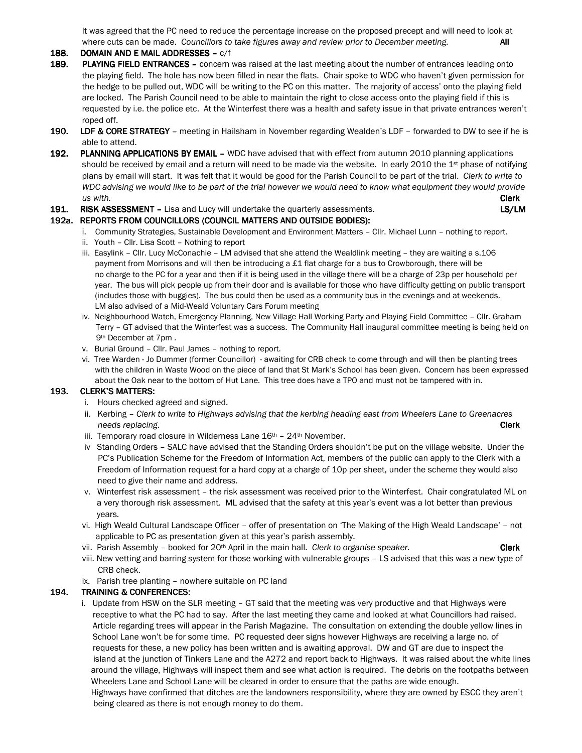It was agreed that the PC need to reduce the percentage increase on the proposed precept and will need to look at where cuts can be made. *Councillors to take figures away and review prior to December meeting.* **All**

**188. DOMAIN AND E MAIL ADDRESSES –** c/f

**189. PLAYING FIELD ENTRANCES –** concern was raised at the last meeting about the number of entrances leading onto the playing field. The hole has now been filled in near the flats. Chair spoke to WDC who haven't given permission for the hedge to be pulled out, WDC will be writing to the PC on this matter. The majority of access' onto the playing field are locked. The Parish Council need to be able to maintain the right to close access onto the playing field if this is requested by i.e. the police etc. At the Winterfest there was a health and safety issue in that private entrances weren't roped off.

**190. LDF & CORE STRATEGY** – meeting in Hailsham in November regarding Wealden's LDF – forwarded to DW to see if he is able to attend.

**192. PLANNING APPLICATIONS BY EMAIL –** WDC have advised that with effect from autumn 2010 planning applications should be received by email and a return will need to be made via the website. In early 2010 the 1st phase of notifying plans by email will start. It was felt that it would be good for the Parish Council to be part of the trial. *Clerk to write to WDC advising we would like to be part of the trial however we would need to know what equipment they would provide us with.* **Clerk**

**191. RISK ASSESSMENT –** Lisa and Lucy will undertake the quarterly assessments. **LS/LM**

**192a. REPORTS FROM COUNCILLORS (COUNCIL MATTERS AND OUTSIDE BODIES):**

i. Community Strategies, Sustainable Development and Environment Matters – Cllr. Michael Lunn – nothing to report.
ii. Youth – Cllr. Lisa Scott – Nothing to report
iii. Easylink – Cllr. Lucy McConachie – LM advised that she attend the Wealdlink meeting – they are waiting a s.106 payment from Morrisons and will then be introducing a £1 flat charge for a bus to Crowborough, there will be no charge to the PC for a year and then if it is being used in the village there will be a charge of 23p per household per year. The bus will pick people up from their door and is available for those who have difficulty getting on public transport (includes those with buggies). The bus could then be used as a community bus in the evenings and at weekends. LM also advised of a Mid-Weald Voluntary Cars Forum meeting
iv. Neighbourhood Watch, Emergency Planning, New Village Hall Working Party and Playing Field Committee – Cllr. Graham Terry – GT advised that the Winterfest was a success. The Community Hall inaugural committee meeting is being held on 9th December at 7pm .
v. Burial Ground – Cllr. Paul James – nothing to report.
vi. Tree Warden - Jo Dummer (former Councillor) - awaiting for CRB check to come through and will then be planting trees with the children in Waste Wood on the piece of land that St Mark's School has been given. Concern has been expressed about the Oak near to the bottom of Hut Lane. This tree does have a TPO and must not be tampered with in.

**193. CLERK'S MATTERS:**

i. Hours checked agreed and signed.
ii. Kerbing – *Clerk to write to Highways advising that the kerbing heading east from Wheelers Lane to Greenacres needs replacing.* **Clerk**
iii. Temporary road closure in Wilderness Lane 16th – 24th November.
iv Standing Orders – SALC have advised that the Standing Orders shouldn't be put on the village website. Under the PC's Publication Scheme for the Freedom of Information Act, members of the public can apply to the Clerk with a Freedom of Information request for a hard copy at a charge of 10p per sheet, under the scheme they would also need to give their name and address.
v. Winterfest risk assessment – the risk assessment was received prior to the Winterfest. Chair congratulated ML on a very thorough risk assessment. ML advised that the safety at this year's event was a lot better than previous years.
vi. High Weald Cultural Landscape Officer – offer of presentation on 'The Making of the High Weald Landscape' – not applicable to PC as presentation given at this year's parish assembly.
vii. Parish Assembly – booked for 20th April in the main hall. *Clerk to organise speaker.* **Clerk**
viii. New vetting and barring system for those working with vulnerable groups – LS advised that this was a new type of CRB check.
ix. Parish tree planting – nowhere suitable on PC land

**194. TRAINING & CONFERENCES:**

i. Update from HSW on the SLR meeting – GT said that the meeting was very productive and that Highways were receptive to what the PC had to say. After the last meeting they came and looked at what Councillors had raised. Article regarding trees will appear in the Parish Magazine. The consultation on extending the double yellow lines in School Lane won't be for some time. PC requested deer signs however Highways are receiving a large no. of requests for these, a new policy has been written and is awaiting approval. DW and GT are due to inspect the island at the junction of Tinkers Lane and the A272 and report back to Highways. It was raised about the white lines around the village, Highways will inspect them and see what action is required. The debris on the footpaths between Wheelers Lane and School Lane will be cleared in order to ensure that the paths are wide enough.
Highways have confirmed that ditches are the landowners responsibility, where they are owned by ESCC they aren't being cleared as there is not enough money to do them.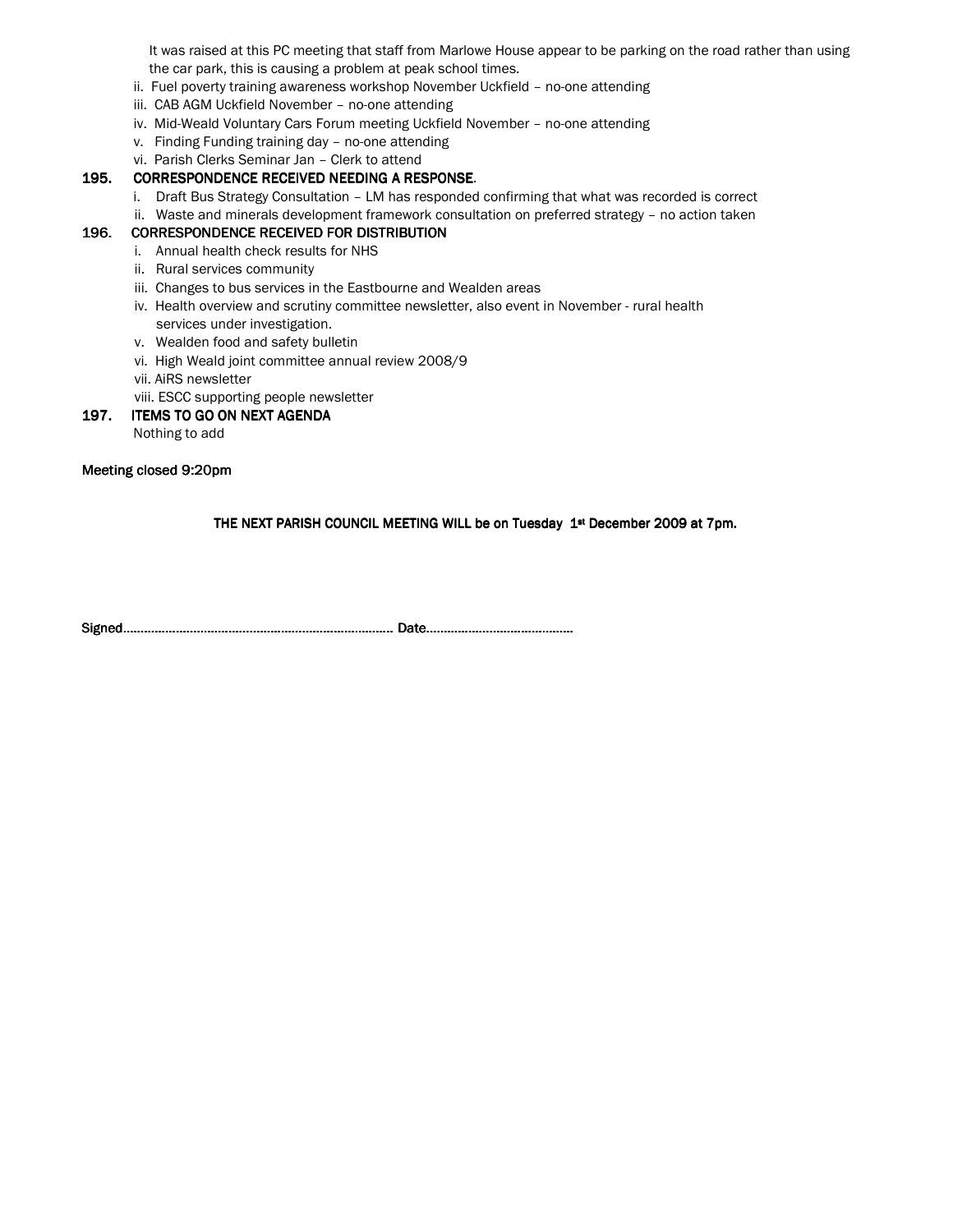It was raised at this PC meeting that staff from Marlowe House appear to be parking on the road rather than using the car park, this is causing a problem at peak school times.

ii. Fuel poverty training awareness workshop November Uckfield – no-one attending
iii. CAB AGM Uckfield November – no-one attending
iv. Mid-Weald Voluntary Cars Forum meeting Uckfield November – no-one attending
v. Finding Funding training day – no-one attending
vi. Parish Clerks Seminar Jan – Clerk to attend

**195. CORRESPONDENCE RECEIVED NEEDING A RESPONSE.**

i. Draft Bus Strategy Consultation – LM has responded confirming that what was recorded is correct
ii. Waste and minerals development framework consultation on preferred strategy – no action taken

**196. CORRESPONDENCE RECEIVED FOR DISTRIBUTION**

i. Annual health check results for NHS
ii. Rural services community
iii. Changes to bus services in the Eastbourne and Wealden areas
iv. Health overview and scrutiny committee newsletter, also event in November - rural health services under investigation.
v. Wealden food and safety bulletin
vi. High Weald joint committee annual review 2008/9
vii. AiRS newsletter
viii. ESCC supporting people newsletter

**197. ITEMS TO GO ON NEXT AGENDA**

Nothing to add

**Meeting closed 9:20pm**

**THE NEXT PARISH COUNCIL MEETING WILL be on Tuesday 1st December 2009 at 7pm.**

Signed…………………………………………………………………… Date……………………………………